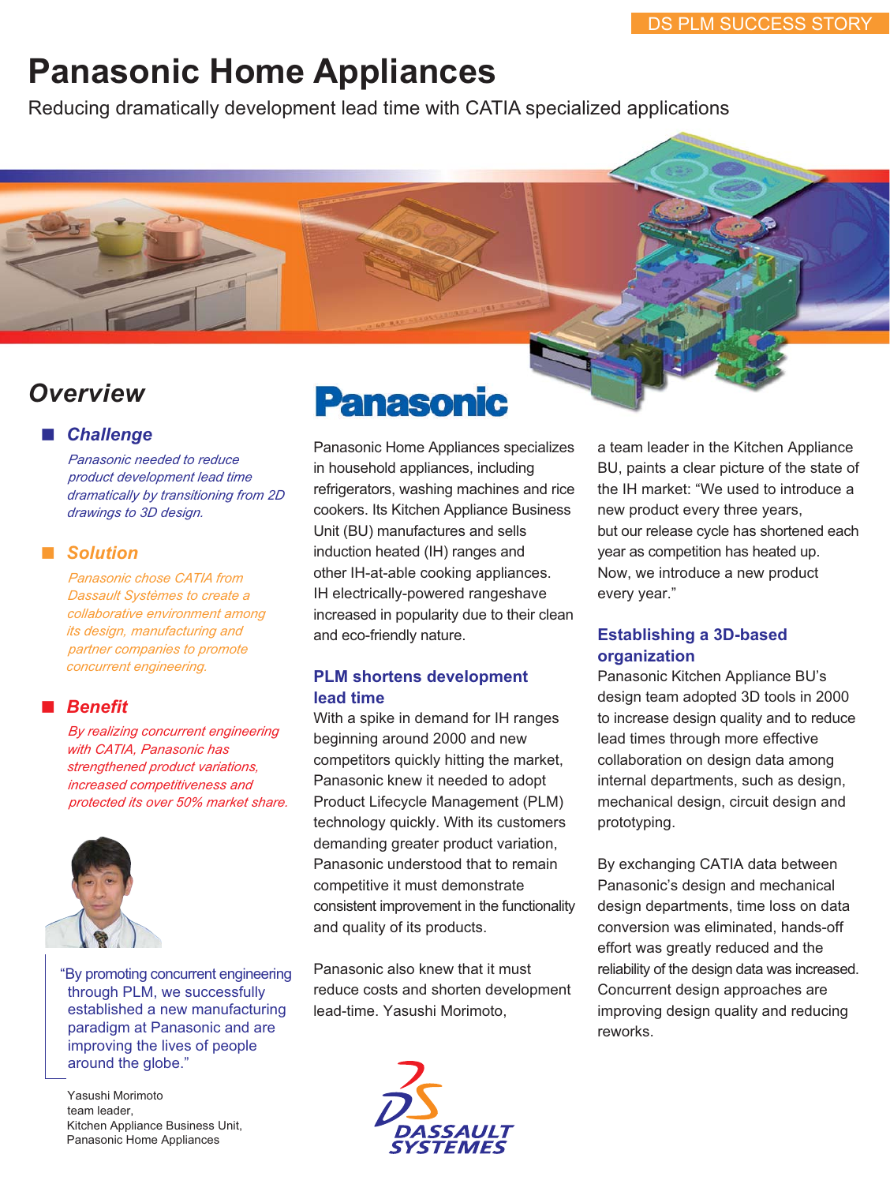DS PLM SUCCESS STORY

# Panasonic Home Appliances

Reducing dramatically development lead time with CATIA specialized applications

## Overview

### Challenge

*Panasonic needed to reduce product development lead time dramatically by transitioning from 2D drawings to 3D design.*

### Solution

*Panasonic chose CATIA from Dassault Systèmes to create a collaborative environment among its design, manufacturing and partner companies to promote concurrent engineering.*

### Benefit

*By realizing concurrent engineering with CATIA, Panasonic has strengthened product variations, increased competitiveness and protected its over 50% market share.*

"By promoting concurrent engineering through PLM, we successfully established a new manufacturing paradigm at Panasonic and are improving the lives of people around the globe."

Yasushi Morimoto
team leader,
Kitchen Appliance Business Unit,
Panasonic Home Appliances

**Panasonic**

Panasonic Home Appliances specializes in household appliances, including refrigerators, washing machines and rice cookers. Its Kitchen Appliance Business Unit (BU) manufactures and sells induction heated (IH) ranges and other IH-at-able cooking appliances. IH electrically-powered rangeshave increased in popularity due to their clean and eco-friendly nature.

### PLM shortens development lead time

With a spike in demand for IH ranges beginning around 2000 and new competitors quickly hitting the market, Panasonic knew it needed to adopt Product Lifecycle Management (PLM) technology quickly. With its customers demanding greater product variation, Panasonic understood that to remain competitive it must demonstrate consistent improvement in the functionality and quality of its products.

Panasonic also knew that it must reduce costs and shorten development lead-time. Yasushi Morimoto, a team leader in the Kitchen Appliance BU, paints a clear picture of the state of the IH market: "We used to introduce a new product every three years, but our release cycle has shortened each year as competition has heated up. Now, we introduce a new product every year."

### Establishing a 3D-based organization

Panasonic Kitchen Appliance BU's design team adopted 3D tools in 2000 to increase design quality and to reduce lead times through more effective collaboration on design data among internal departments, such as design, mechanical design, circuit design and prototyping.

By exchanging CATIA data between Panasonic's design and mechanical design departments, time loss on data conversion was eliminated, hands-off effort was greatly reduced and the reliability of the design data was increased. Concurrent design approaches are improving design quality and reducing reworks.

DASSAULT SYSTEMES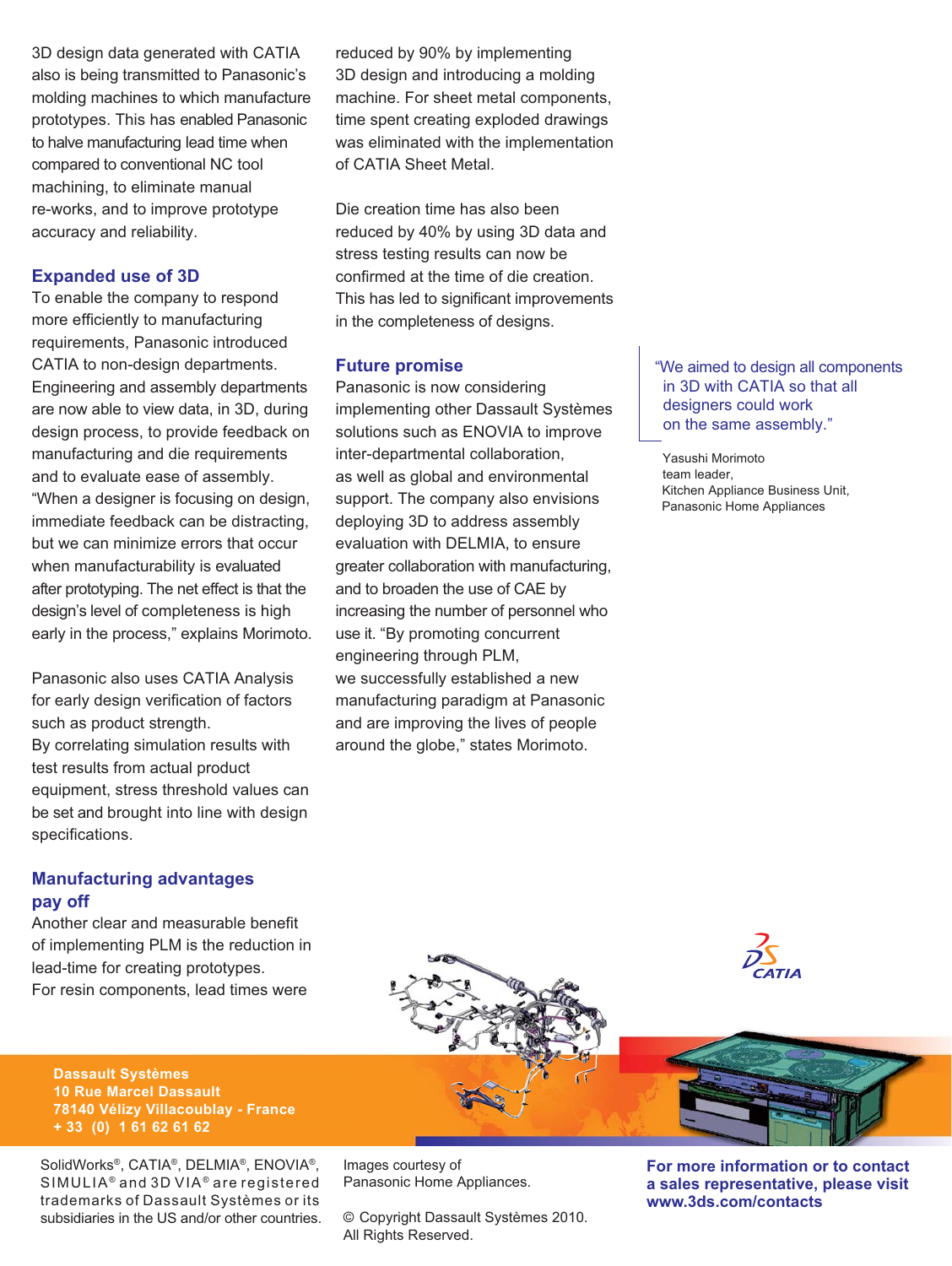3D design data generated with CATIA also is being transmitted to Panasonic's molding machines to which manufacture prototypes. This has enabled Panasonic to halve manufacturing lead time when compared to conventional NC tool machining, to eliminate manual re-works, and to improve prototype accuracy and reliability.

## Expanded use of 3D

To enable the company to respond more efficiently to manufacturing requirements, Panasonic introduced CATIA to non-design departments. Engineering and assembly departments are now able to view data, in 3D, during design process, to provide feedback on manufacturing and die requirements and to evaluate ease of assembly. "When a designer is focusing on design, immediate feedback can be distracting, but we can minimize errors that occur when manufacturability is evaluated after prototyping. The net effect is that the design's level of completeness is high early in the process," explains Morimoto.

Panasonic also uses CATIA Analysis for early design verification of factors such as product strength. By correlating simulation results with test results from actual product equipment, stress threshold values can be set and brought into line with design specifications.

## Manufacturing advantages pay off

Another clear and measurable benefit of implementing PLM is the reduction in lead-time for creating prototypes. For resin components, lead times were reduced by 90% by implementing 3D design and introducing a molding machine. For sheet metal components, time spent creating exploded drawings was eliminated with the implementation of CATIA Sheet Metal.

Die creation time has also been reduced by 40% by using 3D data and stress testing results can now be confirmed at the time of die creation. This has led to significant improvements in the completeness of designs.

## Future promise

Panasonic is now considering implementing other Dassault Systèmes solutions such as ENOVIA to improve inter-departmental collaboration, as well as global and environmental support. The company also envisions deploying 3D to address assembly evaluation with DELMIA, to ensure greater collaboration with manufacturing, and to broaden the use of CAE by increasing the number of personnel who use it. "By promoting concurrent engineering through PLM, we successfully established a new manufacturing paradigm at Panasonic and are improving the lives of people around the globe," states Morimoto.

> "We aimed to design all components in 3D with CATIA so that all designers could work on the same assembly."

Yasushi Morimoto
team leader,
Kitchen Appliance Business Unit,
Panasonic Home Appliances

**Dassault Systèmes**
**10 Rue Marcel Dassault**
**78140 Vélizy Villacoublay - France**
**+ 33 (0) 1 61 62 61 62**

SolidWorks®, CATIA®, DELMIA®, ENOVIA®, SIMULIA® and 3D VIA® are registered trademarks of Dassault Systèmes or its subsidiaries in the US and/or other countries.

Images courtesy of Panasonic Home Appliances.

© Copyright Dassault Systèmes 2010. All Rights Reserved.

**For more information or to contact a sales representative, please visit www.3ds.com/contacts**